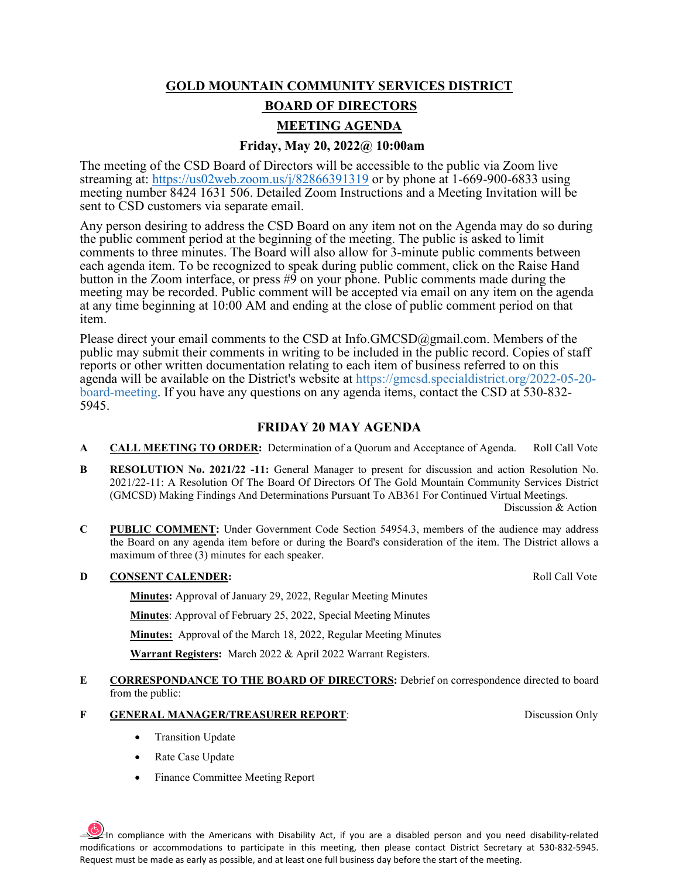# GOLD MOUNTAIN COMMUNITY SERVICES DISTRICT

## BOARD OF DIRECTORS

## MEETING AGENDA

### Friday, May 20, 2022@ 10:00am

The meeting of the CSD Board of Directors will be accessible to the public via Zoom live streaming at: https://us02web.zoom.us/j/82866391319 or by phone at 1-669-900-6833 using meeting number 8424 1631 506. Detailed Zoom Instructions and a Meeting Invitation will be sent to CSD customers via separate email.

Any person desiring to address the CSD Board on any item not on the Agenda may do so during the public comment period at the beginning of the meeting. The public is asked to limit comments to three minutes. The Board will also allow for 3-minute public comments between each agenda item. To be recognized to speak during public comment, click on the Raise Hand button in the Zoom interface, or press #9 on your phone. Public comments made during the meeting may be recorded. Public comment will be accepted via email on any item on the agenda at any time beginning at 10:00 AM and ending at the close of public comment period on that item.

Please direct your email comments to the CSD at Info.GMCSD@gmail.com. Members of the public may submit their comments in writing to be included in the public record. Copies of staff reports or other written documentation relating to each item of business referred to on this agenda will be available on the District's website at https://gmcsd.specialdistrict.org/2022-05-20-board-meeting. If you have any questions on any agenda items, contact the CSD at 530-832-5945.

### FRIDAY 20 MAY AGENDA

**A** **CALL MEETING TO ORDER:** Determination of a Quorum and Acceptance of Agenda. Roll Call Vote

**B** **RESOLUTION No. 2021/22 -11:** General Manager to present for discussion and action Resolution No. 2021/22-11: A Resolution Of The Board Of Directors Of The Gold Mountain Community Services District (GMCSD) Making Findings And Determinations Pursuant To AB361 For Continued Virtual Meetings. Discussion & Action

**C** **PUBLIC COMMENT:** Under Government Code Section 54954.3, members of the audience may address the Board on any agenda item before or during the Board's consideration of the item. The District allows a maximum of three (3) minutes for each speaker.

**D** **CONSENT CALENDER:** Roll Call Vote

**Minutes:** Approval of January 29, 2022, Regular Meeting Minutes

**Minutes**: Approval of February 25, 2022, Special Meeting Minutes

**Minutes:** Approval of the March 18, 2022, Regular Meeting Minutes

**Warrant Registers:** March 2022 & April 2022 Warrant Registers.

**E** **CORRESPONDANCE TO THE BOARD OF DIRECTORS:** Debrief on correspondence directed to board from the public:

**F** **GENERAL MANAGER/TREASURER REPORT**: Discussion Only

- Transition Update
- Rate Case Update
- Finance Committee Meeting Report

In compliance with the Americans with Disability Act, if you are a disabled person and you need disability-related modifications or accommodations to participate in this meeting, then please contact District Secretary at 530-832-5945. Request must be made as early as possible, and at least one full business day before the start of the meeting.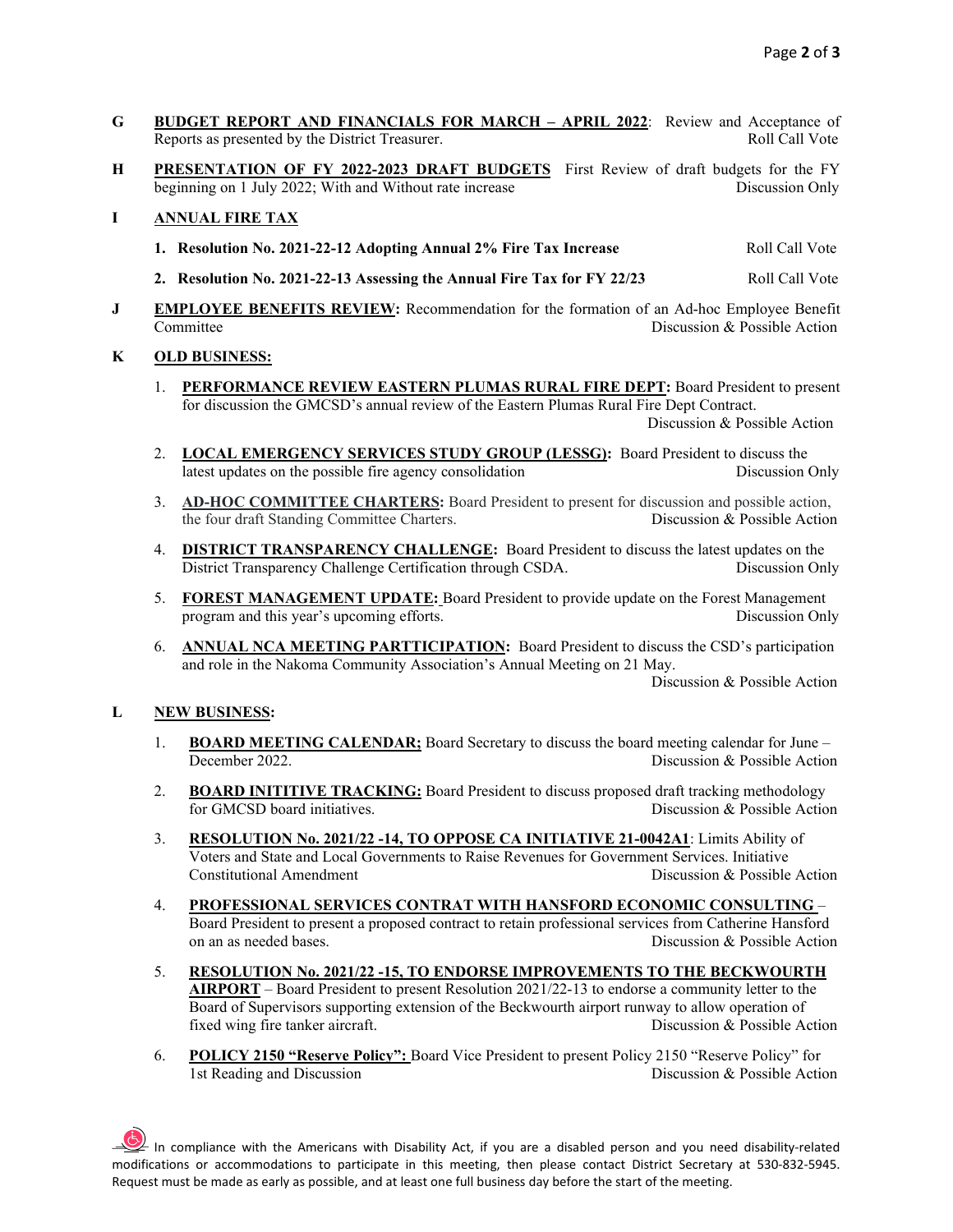**G** **BUDGET REPORT AND FINANCIALS FOR MARCH – APRIL 2022**: Review and Acceptance of Reports as presented by the District Treasurer. Roll Call Vote

**H** **PRESENTATION OF FY 2022-2023 DRAFT BUDGETS** First Review of draft budgets for the FY beginning on 1 July 2022; With and Without rate increase Discussion Only

**I** **ANNUAL FIRE TAX**

1. **Resolution No. 2021-22-12 Adopting Annual 2% Fire Tax Increase** Roll Call Vote
2. **Resolution No. 2021-22-13 Assessing the Annual Fire Tax for FY 22/23** Roll Call Vote

**J** **EMPLOYEE BENEFITS REVIEW:** Recommendation for the formation of an Ad-hoc Employee Benefit Committee Discussion & Possible Action

**K** **OLD BUSINESS:**

1. **PERFORMANCE REVIEW EASTERN PLUMAS RURAL FIRE DEPT:** Board President to present for discussion the GMCSD's annual review of the Eastern Plumas Rural Fire Dept Contract. Discussion & Possible Action
2. **LOCAL EMERGENCY SERVICES STUDY GROUP (LESSG):** Board President to discuss the latest updates on the possible fire agency consolidation Discussion Only
3. **AD-HOC COMMITTEE CHARTERS:** Board President to present for discussion and possible action, the four draft Standing Committee Charters. Discussion & Possible Action
4. **DISTRICT TRANSPARENCY CHALLENGE:** Board President to discuss the latest updates on the District Transparency Challenge Certification through CSDA. Discussion Only
5. **FOREST MANAGEMENT UPDATE:** Board President to provide update on the Forest Management program and this year's upcoming efforts. Discussion Only
6. **ANNUAL NCA MEETING PARTTICIPATION:** Board President to discuss the CSD's participation and role in the Nakoma Community Association's Annual Meeting on 21 May. Discussion & Possible Action

**L** **NEW BUSINESS:**

1. **BOARD MEETING CALENDAR;** Board Secretary to discuss the board meeting calendar for June – December 2022. Discussion & Possible Action
2. **BOARD INITITIVE TRACKING:** Board President to discuss proposed draft tracking methodology for GMCSD board initiatives. Discussion & Possible Action
3. **RESOLUTION No. 2021/22 -14, TO OPPOSE CA INITIATIVE 21-0042A1**: Limits Ability of Voters and State and Local Governments to Raise Revenues for Government Services. Initiative Constitutional Amendment Discussion & Possible Action
4. **PROFESSIONAL SERVICES CONTRAT WITH HANSFORD ECONOMIC CONSULTING** – Board President to present a proposed contract to retain professional services from Catherine Hansford on an as needed bases. Discussion & Possible Action
5. **RESOLUTION No. 2021/22 -15, TO ENDORSE IMPROVEMENTS TO THE BECKWOURTH AIRPORT** – Board President to present Resolution 2021/22-13 to endorse a community letter to the Board of Supervisors supporting extension of the Beckwourth airport runway to allow operation of fixed wing fire tanker aircraft. Discussion & Possible Action
6. **POLICY 2150 "Reserve Policy":** Board Vice President to present Policy 2150 "Reserve Policy" for 1st Reading and Discussion Discussion & Possible Action

In compliance with the Americans with Disability Act, if you are a disabled person and you need disability-related modifications or accommodations to participate in this meeting, then please contact District Secretary at 530-832-5945. Request must be made as early as possible, and at least one full business day before the start of the meeting.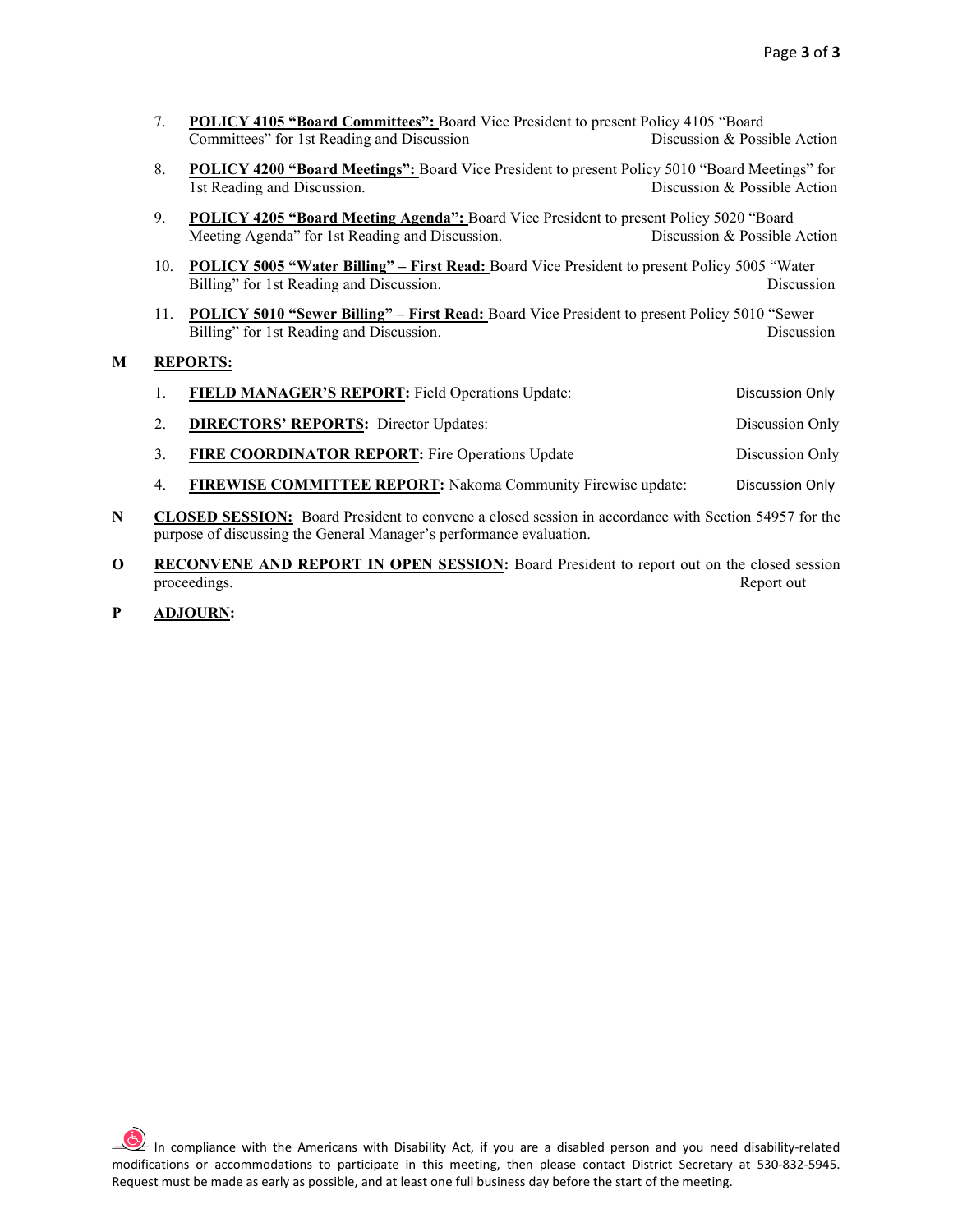7. **POLICY 4105 "Board Committees":** Board Vice President to present Policy 4105 "Board Committees" for 1st Reading and Discussion — Discussion & Possible Action

8. **POLICY 4200 "Board Meetings":** Board Vice President to present Policy 5010 "Board Meetings" for 1st Reading and Discussion. — Discussion & Possible Action

9. **POLICY 4205 "Board Meeting Agenda":** Board Vice President to present Policy 5020 "Board Meeting Agenda" for 1st Reading and Discussion. — Discussion & Possible Action

10. **POLICY 5005 "Water Billing" – First Read:** Board Vice President to present Policy 5005 "Water Billing" for 1st Reading and Discussion. — Discussion

11. **POLICY 5010 "Sewer Billing" – First Read:** Board Vice President to present Policy 5010 "Sewer Billing" for 1st Reading and Discussion. — Discussion

**M** **REPORTS:**

1. **FIELD MANAGER'S REPORT:** Field Operations Update: — Discussion Only
2. **DIRECTORS' REPORTS:** Director Updates: — Discussion Only
3. **FIRE COORDINATOR REPORT:** Fire Operations Update — Discussion Only
4. **FIREWISE COMMITTEE REPORT:** Nakoma Community Firewise update: — Discussion Only

**N** **CLOSED SESSION:** Board President to convene a closed session in accordance with Section 54957 for the purpose of discussing the General Manager's performance evaluation.

**O** **RECONVENE AND REPORT IN OPEN SESSION:** Board President to report out on the closed session proceedings. — Report out

**P** **ADJOURN:**

In compliance with the Americans with Disability Act, if you are a disabled person and you need disability-related modifications or accommodations to participate in this meeting, then please contact District Secretary at 530-832-5945. Request must be made as early as possible, and at least one full business day before the start of the meeting.